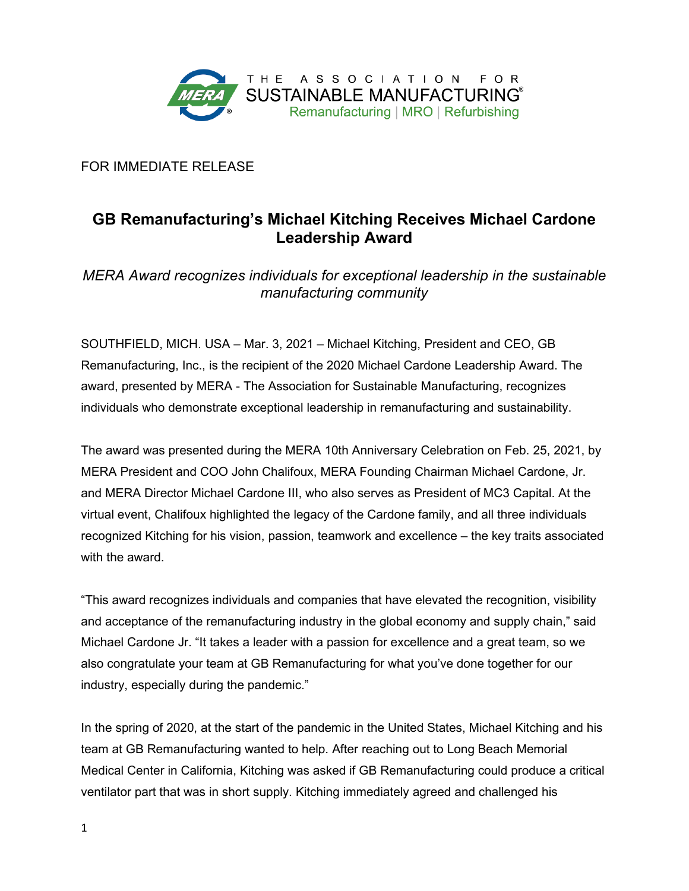THE ASSOCIATION FOR SUSTAINABLE MANUFACTURING®
Remanufacturing | MRO | Refurbishing

FOR IMMEDIATE RELEASE

# GB Remanufacturing's Michael Kitching Receives Michael Cardone Leadership Award

*MERA Award recognizes individuals for exceptional leadership in the sustainable manufacturing community*

SOUTHFIELD, MICH. USA – Mar. 3, 2021 – Michael Kitching, President and CEO, GB Remanufacturing, Inc., is the recipient of the 2020 Michael Cardone Leadership Award. The award, presented by MERA - The Association for Sustainable Manufacturing, recognizes individuals who demonstrate exceptional leadership in remanufacturing and sustainability.

The award was presented during the MERA 10th Anniversary Celebration on Feb. 25, 2021, by MERA President and COO John Chalifoux, MERA Founding Chairman Michael Cardone, Jr. and MERA Director Michael Cardone III, who also serves as President of MC3 Capital. At the virtual event, Chalifoux highlighted the legacy of the Cardone family, and all three individuals recognized Kitching for his vision, passion, teamwork and excellence – the key traits associated with the award.

"This award recognizes individuals and companies that have elevated the recognition, visibility and acceptance of the remanufacturing industry in the global economy and supply chain," said Michael Cardone Jr. "It takes a leader with a passion for excellence and a great team, so we also congratulate your team at GB Remanufacturing for what you've done together for our industry, especially during the pandemic."

In the spring of 2020, at the start of the pandemic in the United States, Michael Kitching and his team at GB Remanufacturing wanted to help. After reaching out to Long Beach Memorial Medical Center in California, Kitching was asked if GB Remanufacturing could produce a critical ventilator part that was in short supply. Kitching immediately agreed and challenged his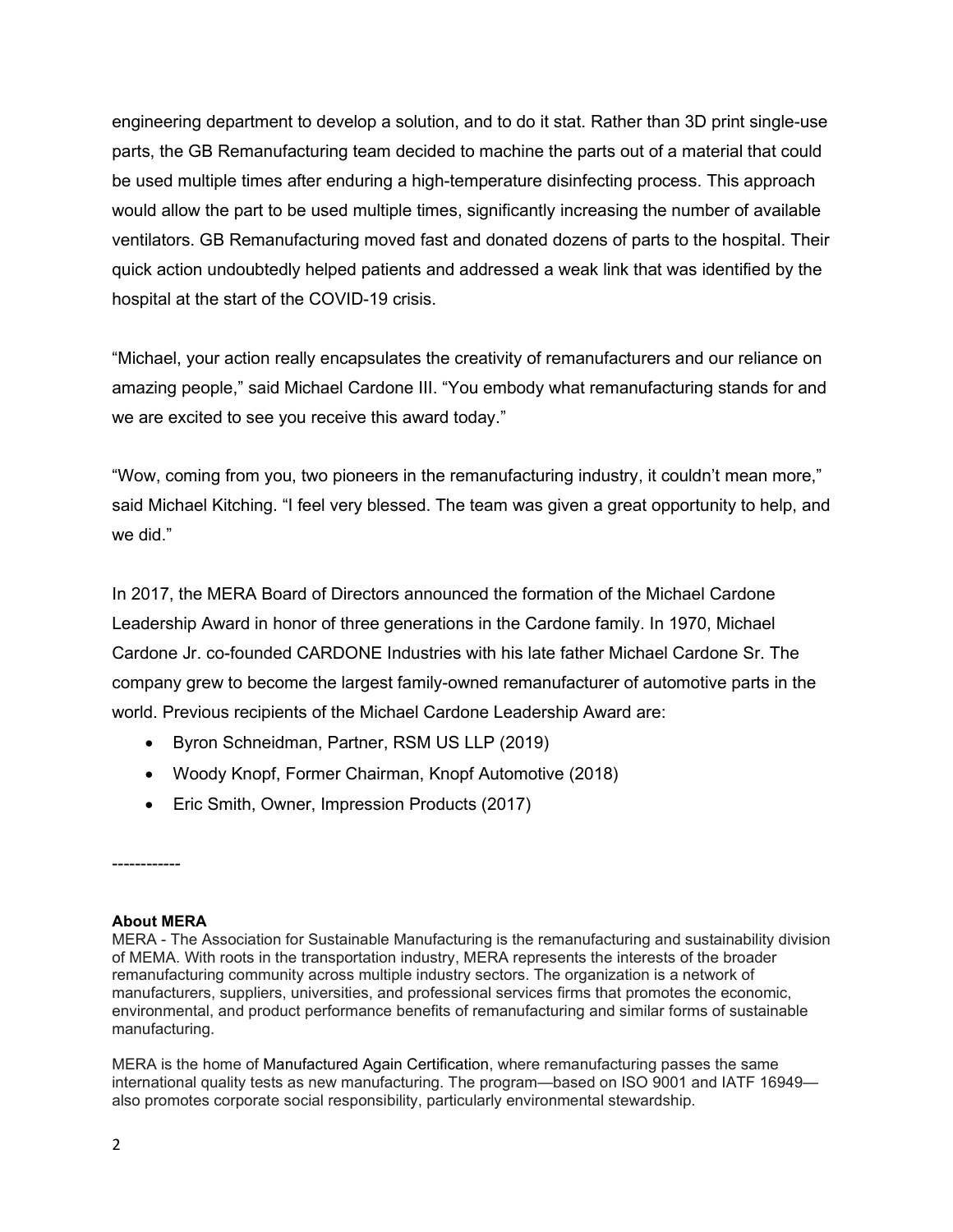engineering department to develop a solution, and to do it stat. Rather than 3D print single-use parts, the GB Remanufacturing team decided to machine the parts out of a material that could be used multiple times after enduring a high-temperature disinfecting process. This approach would allow the part to be used multiple times, significantly increasing the number of available ventilators. GB Remanufacturing moved fast and donated dozens of parts to the hospital. Their quick action undoubtedly helped patients and addressed a weak link that was identified by the hospital at the start of the COVID-19 crisis.

"Michael, your action really encapsulates the creativity of remanufacturers and our reliance on amazing people," said Michael Cardone III. "You embody what remanufacturing stands for and we are excited to see you receive this award today."

"Wow, coming from you, two pioneers in the remanufacturing industry, it couldn't mean more," said Michael Kitching. "I feel very blessed. The team was given a great opportunity to help, and we did."

In 2017, the MERA Board of Directors announced the formation of the Michael Cardone Leadership Award in honor of three generations in the Cardone family. In 1970, Michael Cardone Jr. co-founded CARDONE Industries with his late father Michael Cardone Sr. The company grew to become the largest family-owned remanufacturer of automotive parts in the world. Previous recipients of the Michael Cardone Leadership Award are:

- Byron Schneidman, Partner, RSM US LLP (2019)
- Woody Knopf, Former Chairman, Knopf Automotive (2018)
- Eric Smith, Owner, Impression Products (2017)

------------

**About MERA**

MERA - The Association for Sustainable Manufacturing is the remanufacturing and sustainability division of MEMA. With roots in the transportation industry, MERA represents the interests of the broader remanufacturing community across multiple industry sectors. The organization is a network of manufacturers, suppliers, universities, and professional services firms that promotes the economic, environmental, and product performance benefits of remanufacturing and similar forms of sustainable manufacturing.

MERA is the home of Manufactured Again Certification, where remanufacturing passes the same international quality tests as new manufacturing. The program—based on ISO 9001 and IATF 16949—also promotes corporate social responsibility, particularly environmental stewardship.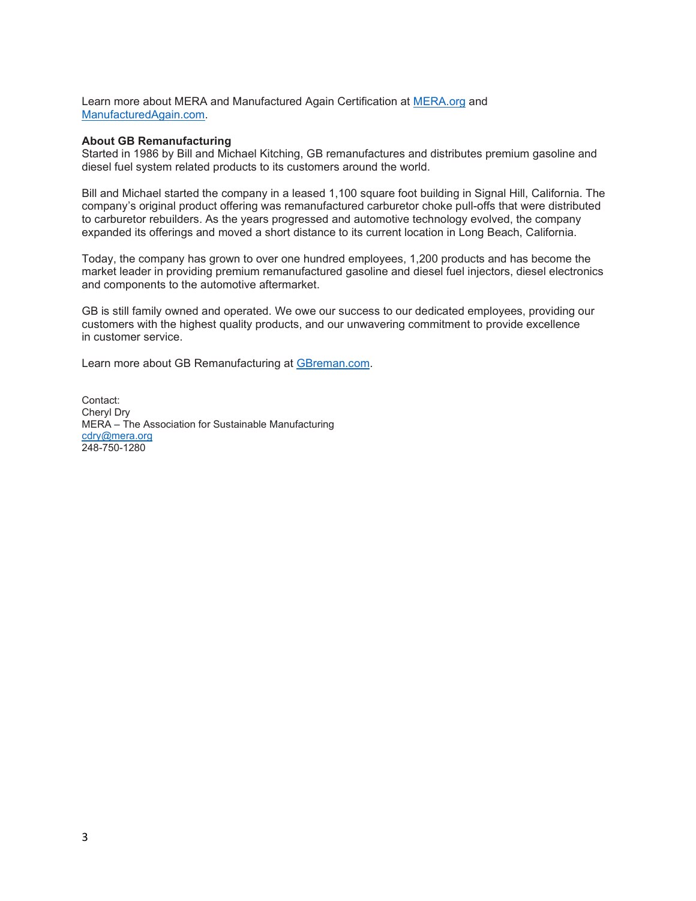Learn more about MERA and Manufactured Again Certification at [MERA.org](https://MERA.org) and [ManufacturedAgain.com](https://ManufacturedAgain.com).

**About GB Remanufacturing**

Started in 1986 by Bill and Michael Kitching, GB remanufactures and distributes premium gasoline and diesel fuel system related products to its customers around the world.

Bill and Michael started the company in a leased 1,100 square foot building in Signal Hill, California. The company's original product offering was remanufactured carburetor choke pull-offs that were distributed to carburetor rebuilders. As the years progressed and automotive technology evolved, the company expanded its offerings and moved a short distance to its current location in Long Beach, California.

Today, the company has grown to over one hundred employees, 1,200 products and has become the market leader in providing premium remanufactured gasoline and diesel fuel injectors, diesel electronics and components to the automotive aftermarket.

GB is still family owned and operated. We owe our success to our dedicated employees, providing our customers with the highest quality products, and our unwavering commitment to provide excellence in customer service.

Learn more about GB Remanufacturing at [GBreman.com](https://GBreman.com).

Contact:
Cheryl Dry
MERA – The Association for Sustainable Manufacturing
[cdry@mera.org](mailto:cdry@mera.org)
248-750-1280